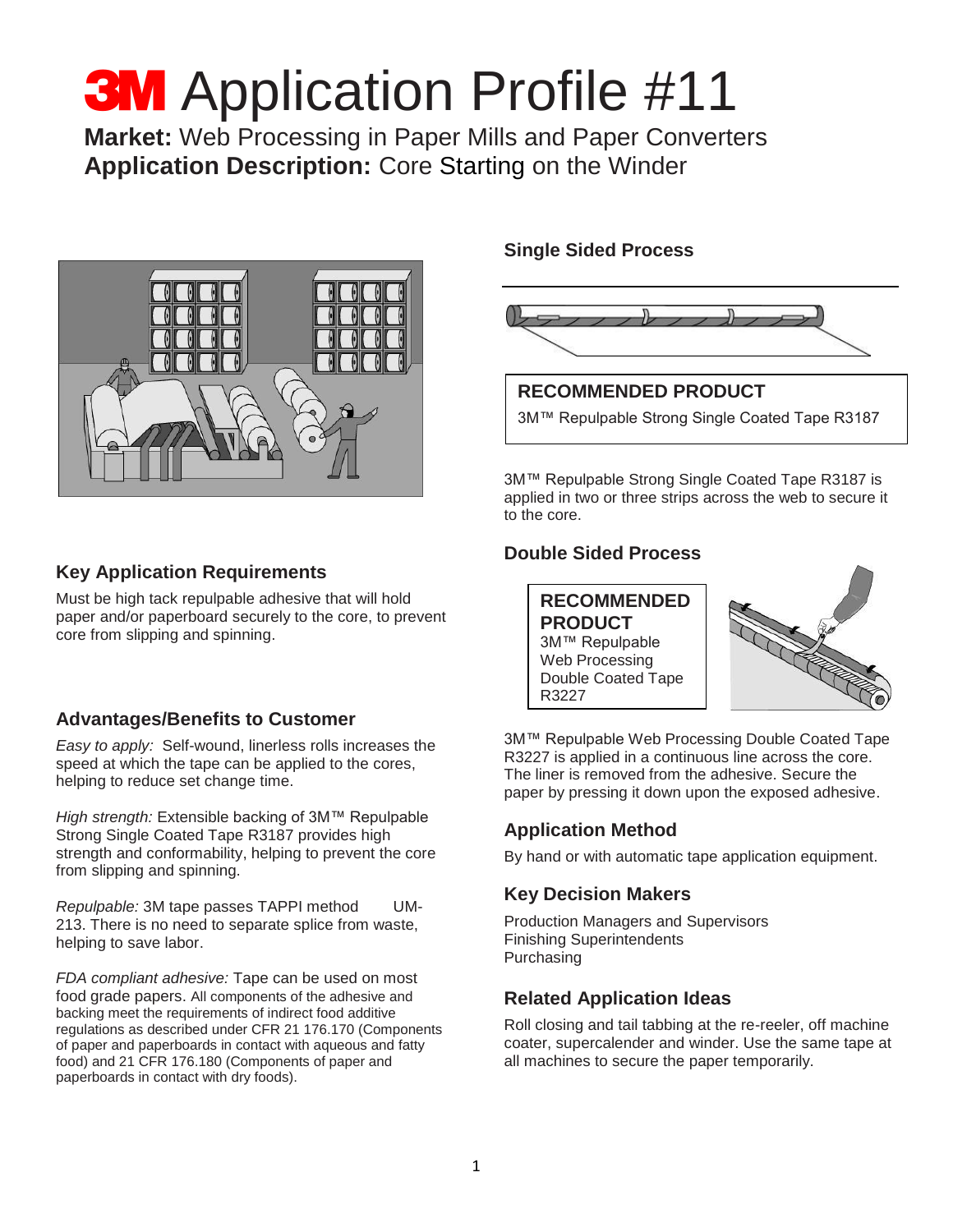# 3M Application Profile #11

**Market:** Web Processing in Paper Mills and Paper Converters
**Application Description:** Core Starting on the Winder

## Key Application Requirements

Must be high tack repulpable adhesive that will hold paper and/or paperboard securely to the core, to prevent core from slipping and spinning.

## Advantages/Benefits to Customer

*Easy to apply:* Self-wound, linerless rolls increases the speed at which the tape can be applied to the cores, helping to reduce set change time.

*High strength:* Extensible backing of 3M™ Repulpable Strong Single Coated Tape R3187 provides high strength and conformability, helping to prevent the core from slipping and spinning.

*Repulpable:* 3M tape passes TAPPI method UM-213. There is no need to separate splice from waste, helping to save labor.

*FDA compliant adhesive:* Tape can be used on most food grade papers. All components of the adhesive and backing meet the requirements of indirect food additive regulations as described under CFR 21 176.170 (Components of paper and paperboards in contact with aqueous and fatty food) and 21 CFR 176.180 (Components of paper and paperboards in contact with dry foods).

## Single Sided Process

**RECOMMENDED PRODUCT**

3M™ Repulpable Strong Single Coated Tape R3187

3M™ Repulpable Strong Single Coated Tape R3187 is applied in two or three strips across the web to secure it to the core.

## Double Sided Process

**RECOMMENDED PRODUCT**

3M™ Repulpable Web Processing Double Coated Tape R3227

3M™ Repulpable Web Processing Double Coated Tape R3227 is applied in a continuous line across the core. The liner is removed from the adhesive. Secure the paper by pressing it down upon the exposed adhesive.

## Application Method

By hand or with automatic tape application equipment.

## Key Decision Makers

Production Managers and Supervisors
Finishing Superintendents
Purchasing

## Related Application Ideas

Roll closing and tail tabbing at the re-reeler, off machine coater, supercalender and winder. Use the same tape at all machines to secure the paper temporarily.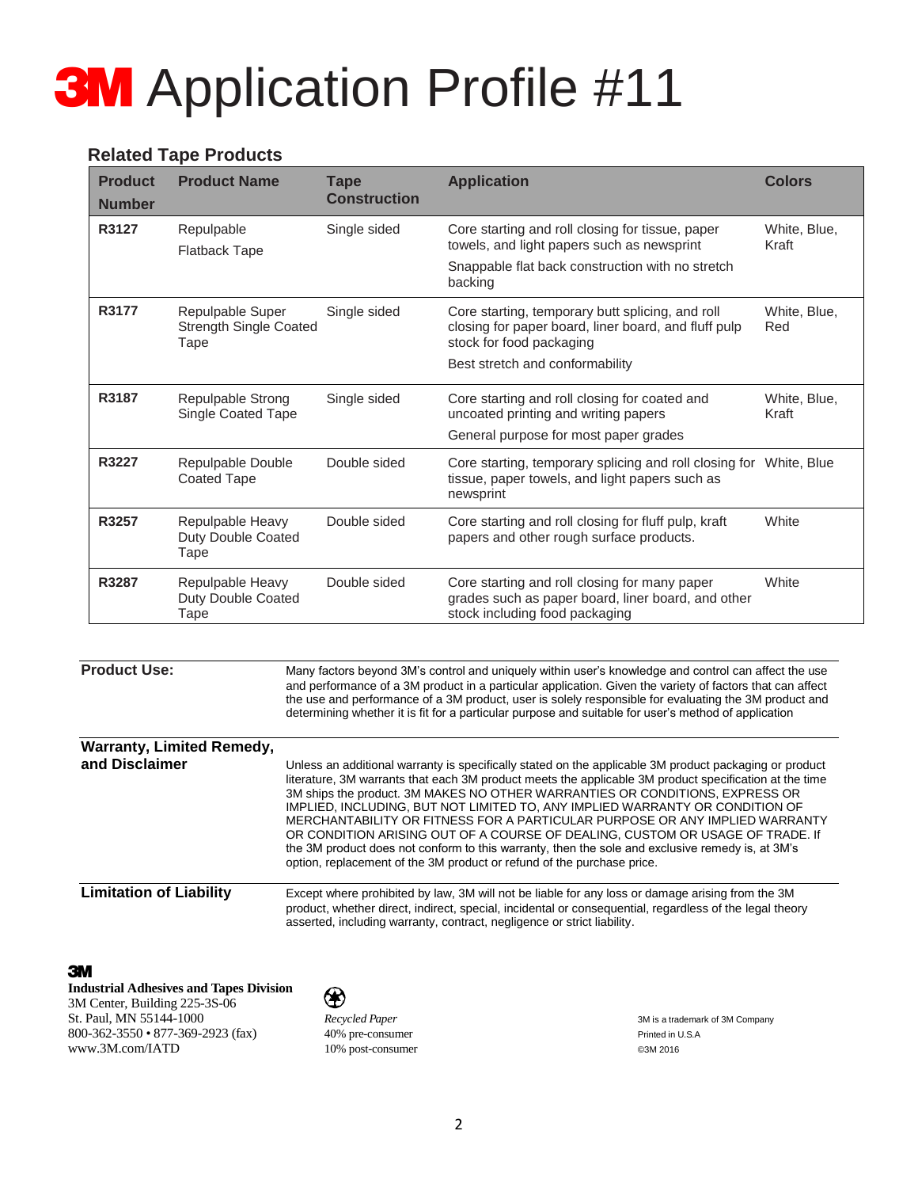# 3M Application Profile #11

## Related Tape Products

| Product Number | Product Name | Tape Construction | Application | Colors |
|---|---|---|---|---|
| R3127 | Repulpable Flatback Tape | Single sided | Core starting and roll closing for tissue, paper towels, and light papers such as newsprint<br>Snappable flat back construction with no stretch backing | White, Blue, Kraft |
| R3177 | Repulpable Super Strength Single Coated Tape | Single sided | Core starting, temporary butt splicing, and roll closing for paper board, liner board, and fluff pulp stock for food packaging<br>Best stretch and conformability | White, Blue, Red |
| R3187 | Repulpable Strong Single Coated Tape | Single sided | Core starting and roll closing for coated and uncoated printing and writing papers<br>General purpose for most paper grades | White, Blue, Kraft |
| R3227 | Repulpable Double Coated Tape | Double sided | Core starting, temporary splicing and roll closing for tissue, paper towels, and light papers such as newsprint | White, Blue |
| R3257 | Repulpable Heavy Duty Double Coated Tape | Double sided | Core starting and roll closing for fluff pulp, kraft papers and other rough surface products. | White |
| R3287 | Repulpable Heavy Duty Double Coated Tape | Double sided | Core starting and roll closing for many paper grades such as paper board, liner board, and other stock including food packaging | White |

**Product Use:**

Many factors beyond 3M's control and uniquely within user's knowledge and control can affect the use and performance of a 3M product in a particular application. Given the variety of factors that can affect the use and performance of a 3M product, user is solely responsible for evaluating the 3M product and determining whether it is fit for a particular purpose and suitable for user's method of application

**Warranty, Limited Remedy, and Disclaimer**

Unless an additional warranty is specifically stated on the applicable 3M product packaging or product literature, 3M warrants that each 3M product meets the applicable 3M product specification at the time 3M ships the product. 3M MAKES NO OTHER WARRANTIES OR CONDITIONS, EXPRESS OR IMPLIED, INCLUDING, BUT NOT LIMITED TO, ANY IMPLIED WARRANTY OR CONDITION OF MERCHANTABILITY OR FITNESS FOR A PARTICULAR PURPOSE OR ANY IMPLIED WARRANTY OR CONDITION ARISING OUT OF A COURSE OF DEALING, CUSTOM OR USAGE OF TRADE. If the 3M product does not conform to this warranty, then the sole and exclusive remedy is, at 3M's option, replacement of the 3M product or refund of the purchase price.

**Limitation of Liability**

Except where prohibited by law, 3M will not be liable for any loss or damage arising from the 3M product, whether direct, indirect, special, incidental or consequential, regardless of the legal theory asserted, including warranty, contract, negligence or strict liability.

3M
**Industrial Adhesives and Tapes Division**
3M Center, Building 225-3S-06
St. Paul, MN 55144-1000
800-362-3550 • 877-369-2923 (fax)
www.3M.com/IATD

*Recycled Paper*
40% pre-consumer
10% post-consumer

3M is a trademark of 3M Company
Printed in U.S.A
©3M 2016